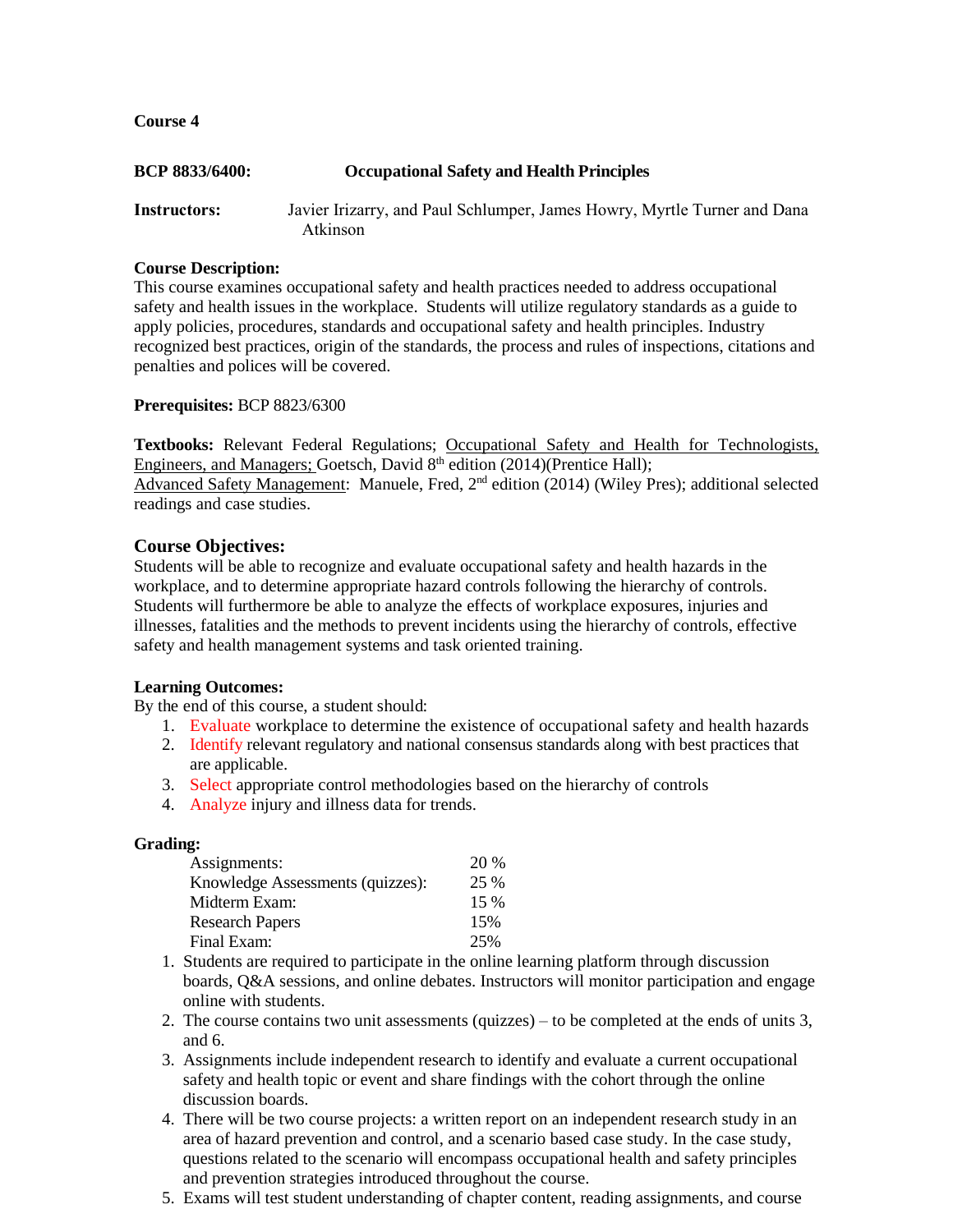**Course 4**

**BCP 8833/6400: Occupational Safety and Health Principles**

**Instructors:** Javier Irizarry, and Paul Schlumper, James Howry, Myrtle Turner and Dana Atkinson

**Course Description:**
This course examines occupational safety and health practices needed to address occupational safety and health issues in the workplace. Students will utilize regulatory standards as a guide to apply policies, procedures, standards and occupational safety and health principles. Industry recognized best practices, origin of the standards, the process and rules of inspections, citations and penalties and polices will be covered.

**Prerequisites:** BCP 8823/6300

**Textbooks:** Relevant Federal Regulations; Occupational Safety and Health for Technologists, Engineers, and Managers; Goetsch, David 8th edition (2014)(Prentice Hall); Advanced Safety Management: Manuele, Fred, 2nd edition (2014) (Wiley Pres); additional selected readings and case studies.

## Course Objectives:

Students will be able to recognize and evaluate occupational safety and health hazards in the workplace, and to determine appropriate hazard controls following the hierarchy of controls. Students will furthermore be able to analyze the effects of workplace exposures, injuries and illnesses, fatalities and the methods to prevent incidents using the hierarchy of controls, effective safety and health management systems and task oriented training.

**Learning Outcomes:**
By the end of this course, a student should:

1. Evaluate workplace to determine the existence of occupational safety and health hazards
2. Identify relevant regulatory and national consensus standards along with best practices that are applicable.
3. Select appropriate control methodologies based on the hierarchy of controls
4. Analyze injury and illness data for trends.

**Grading:**

| | |
|---|---|
| Assignments: | 20 % |
| Knowledge Assessments (quizzes): | 25 % |
| Midterm Exam: | 15 % |
| Research Papers | 15% |
| Final Exam: | 25% |

1. Students are required to participate in the online learning platform through discussion boards, Q&A sessions, and online debates. Instructors will monitor participation and engage online with students.
2. The course contains two unit assessments (quizzes) – to be completed at the ends of units 3, and 6.
3. Assignments include independent research to identify and evaluate a current occupational safety and health topic or event and share findings with the cohort through the online discussion boards.
4. There will be two course projects: a written report on an independent research study in an area of hazard prevention and control, and a scenario based case study. In the case study, questions related to the scenario will encompass occupational health and safety principles and prevention strategies introduced throughout the course.
5. Exams will test student understanding of chapter content, reading assignments, and course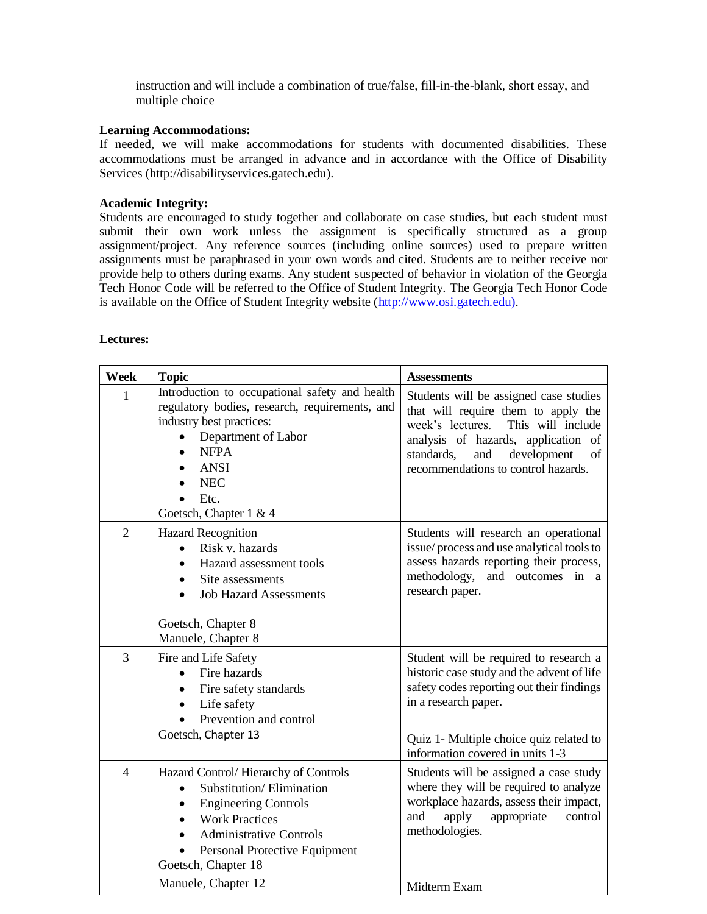instruction and will include a combination of true/false, fill-in-the-blank, short essay, and multiple choice

**Learning Accommodations:**
If needed, we will make accommodations for students with documented disabilities. These accommodations must be arranged in advance and in accordance with the Office of Disability Services (http://disabilityservices.gatech.edu).

**Academic Integrity:**
Students are encouraged to study together and collaborate on case studies, but each student must submit their own work unless the assignment is specifically structured as a group assignment/project. Any reference sources (including online sources) used to prepare written assignments must be paraphrased in your own words and cited. Students are to neither receive nor provide help to others during exams. Any student suspected of behavior in violation of the Georgia Tech Honor Code will be referred to the Office of Student Integrity. The Georgia Tech Honor Code is available on the Office of Student Integrity website (http://www.osi.gatech.edu).

**Lectures:**

| Week | Topic | Assessments |
|---|---|---|
| 1 | Introduction to occupational safety and health regulatory bodies, research, requirements, and industry best practices:<br>• Department of Labor<br>• NFPA<br>• ANSI<br>• NEC<br>• Etc.<br>Goetsch, Chapter 1 & 4 | Students will be assigned case studies that will require them to apply the week's lectures. This will include analysis of hazards, application of standards, and development of recommendations to control hazards. |
| 2 | Hazard Recognition<br>• Risk v. hazards<br>• Hazard assessment tools<br>• Site assessments<br>• Job Hazard Assessments<br><br>Goetsch, Chapter 8<br>Manuele, Chapter 8 | Students will research an operational issue/ process and use analytical tools to assess hazards reporting their process, methodology, and outcomes in a research paper. |
| 3 | Fire and Life Safety<br>• Fire hazards<br>• Fire safety standards<br>• Life safety<br>• Prevention and control<br>Goetsch, Chapter 13 | Student will be required to research a historic case study and the advent of life safety codes reporting out their findings in a research paper.<br><br>Quiz 1- Multiple choice quiz related to information covered in units 1-3 |
| 4 | Hazard Control/ Hierarchy of Controls<br>• Substitution/ Elimination<br>• Engineering Controls<br>• Work Practices<br>• Administrative Controls<br>• Personal Protective Equipment<br>Goetsch, Chapter 18<br>Manuele, Chapter 12 | Students will be assigned a case study where they will be required to analyze workplace hazards, assess their impact, and apply appropriate control methodologies.<br><br>Midterm Exam |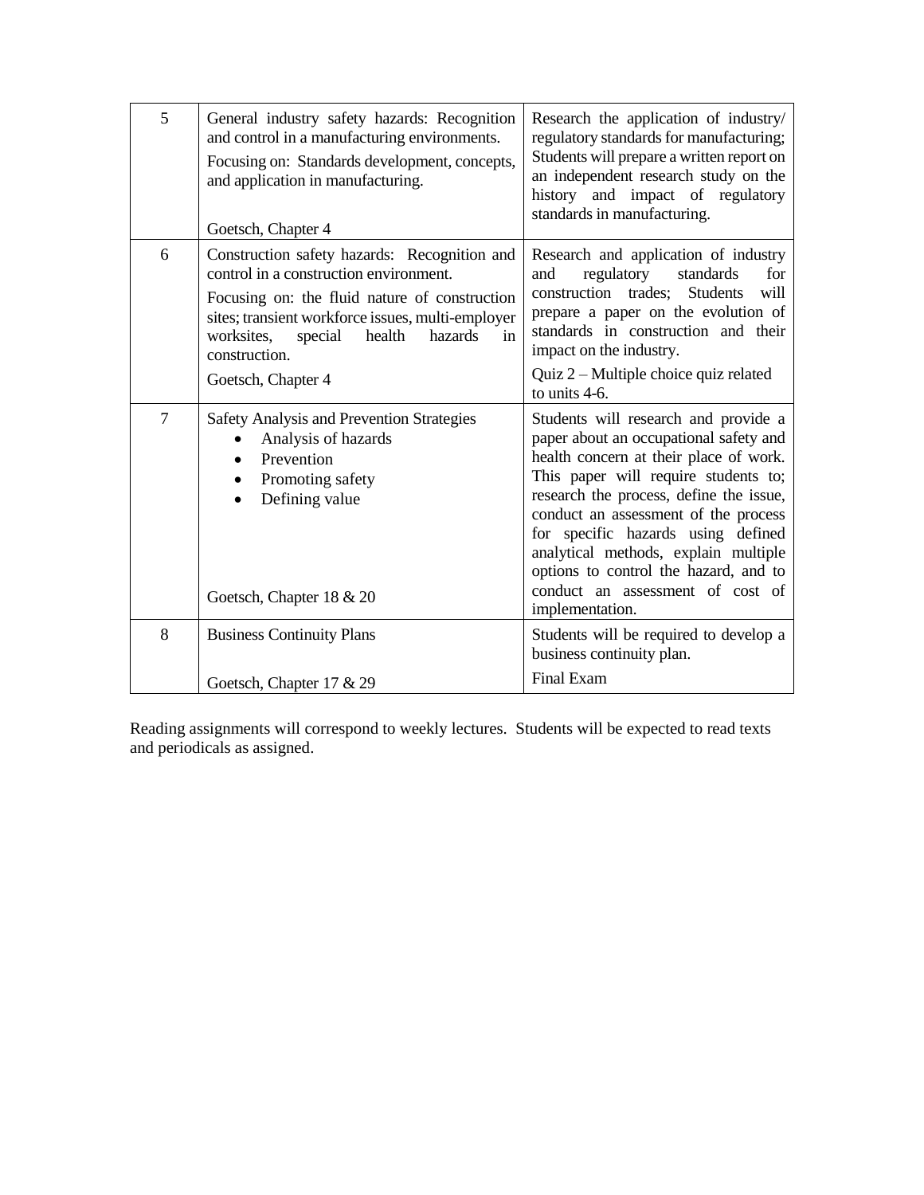| | | |
|---|---|---|
| 5 | General industry safety hazards: Recognition and control in a manufacturing environments.<br>Focusing on: Standards development, concepts, and application in manufacturing.<br><br>Goetsch, Chapter 4 | Research the application of industry/ regulatory standards for manufacturing; Students will prepare a written report on an independent research study on the history and impact of regulatory standards in manufacturing. |
| 6 | Construction safety hazards: Recognition and control in a construction environment.<br>Focusing on: the fluid nature of construction sites; transient workforce issues, multi-employer worksites, special health hazards in construction.<br>Goetsch, Chapter 4 | Research and application of industry and regulatory standards for construction trades; Students will prepare a paper on the evolution of standards in construction and their impact on the industry.<br>Quiz 2 – Multiple choice quiz related to units 4-6. |
| 7 | Safety Analysis and Prevention Strategies<br>• Analysis of hazards<br>• Prevention<br>• Promoting safety<br>• Defining value<br><br>Goetsch, Chapter 18 & 20 | Students will research and provide a paper about an occupational safety and health concern at their place of work. This paper will require students to; research the process, define the issue, conduct an assessment of the process for specific hazards using defined analytical methods, explain multiple options to control the hazard, and to conduct an assessment of cost of implementation. |
| 8 | Business Continuity Plans<br><br>Goetsch, Chapter 17 & 29 | Students will be required to develop a business continuity plan.<br>Final Exam |

Reading assignments will correspond to weekly lectures. Students will be expected to read texts and periodicals as assigned.